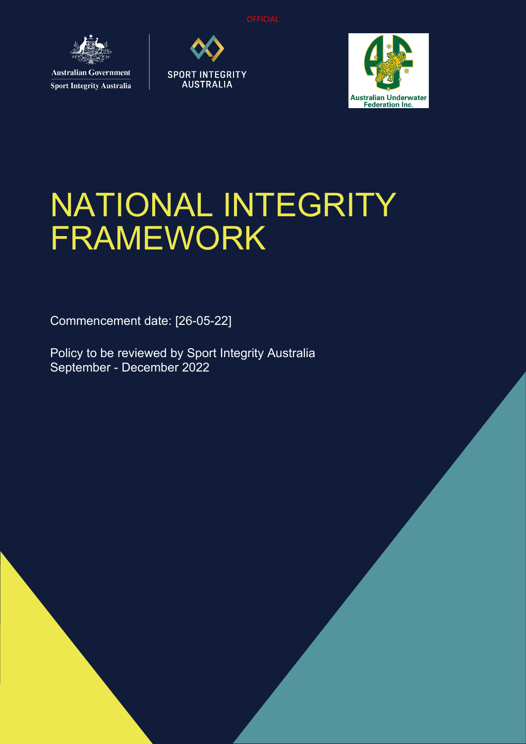OFFICIAL

Australian Government
Sport Integrity Australia

SPORT INTEGRITY AUSTRALIA

Australian Underwater Federation Inc.

# NATIONAL INTEGRITY FRAMEWORK

Commencement date: [26-05-22]

Policy to be reviewed by Sport Integrity Australia
September - December 2022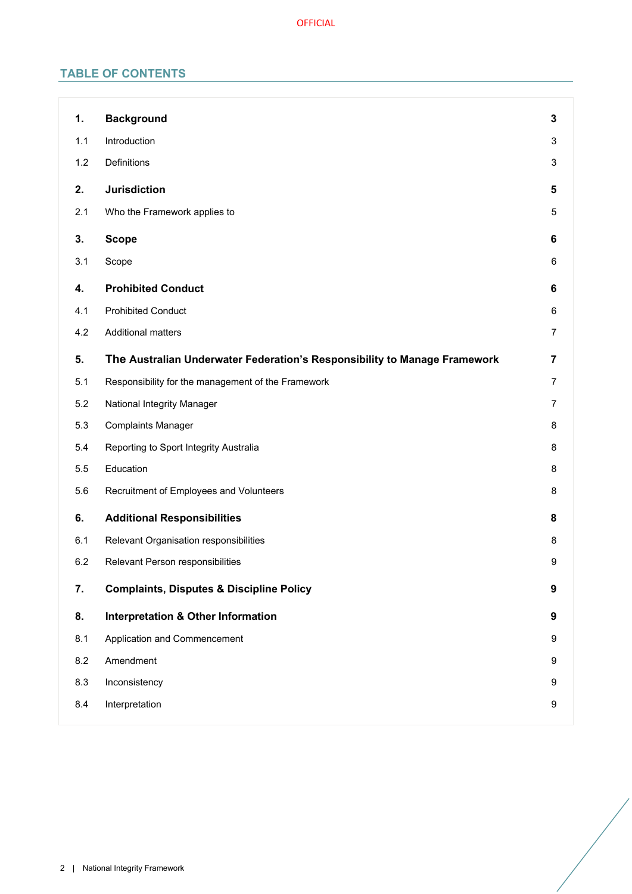## TABLE OF CONTENTS

| | | |
|---|---|---|
| **1.** | **Background** | **3** |
| 1.1 | Introduction | 3 |
| 1.2 | Definitions | 3 |
| **2.** | **Jurisdiction** | **5** |
| 2.1 | Who the Framework applies to | 5 |
| **3.** | **Scope** | **6** |
| 3.1 | Scope | 6 |
| **4.** | **Prohibited Conduct** | **6** |
| 4.1 | Prohibited Conduct | 6 |
| 4.2 | Additional matters | 7 |
| **5.** | **The Australian Underwater Federation's Responsibility to Manage Framework** | **7** |
| 5.1 | Responsibility for the management of the Framework | 7 |
| 5.2 | National Integrity Manager | 7 |
| 5.3 | Complaints Manager | 8 |
| 5.4 | Reporting to Sport Integrity Australia | 8 |
| 5.5 | Education | 8 |
| 5.6 | Recruitment of Employees and Volunteers | 8 |
| **6.** | **Additional Responsibilities** | **8** |
| 6.1 | Relevant Organisation responsibilities | 8 |
| 6.2 | Relevant Person responsibilities | 9 |
| **7.** | **Complaints, Disputes & Discipline Policy** | **9** |
| **8.** | **Interpretation & Other Information** | **9** |
| 8.1 | Application and Commencement | 9 |
| 8.2 | Amendment | 9 |
| 8.3 | Inconsistency | 9 |
| 8.4 | Interpretation | 9 |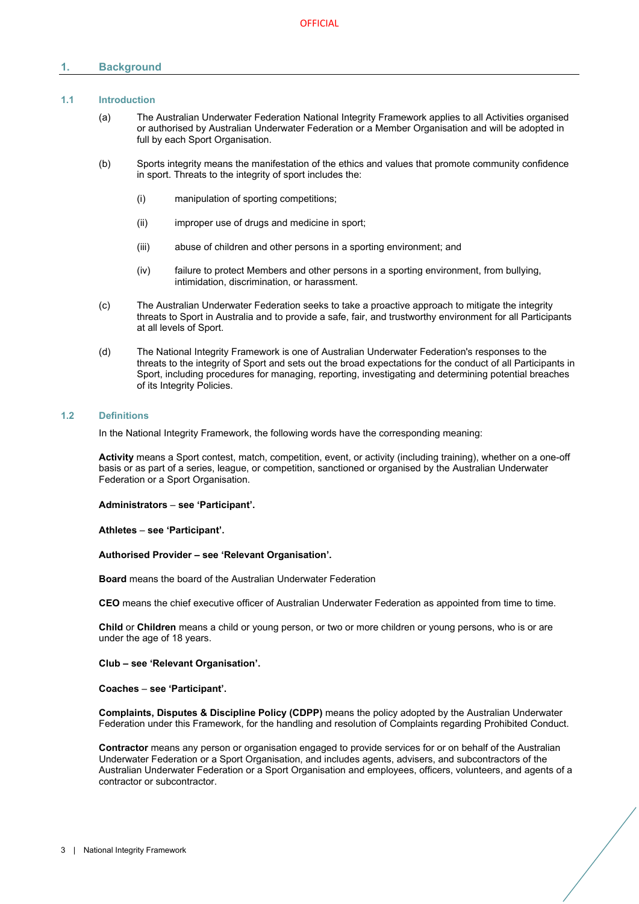## 1. Background

### 1.1 Introduction

(a) The Australian Underwater Federation National Integrity Framework applies to all Activities organised or authorised by Australian Underwater Federation or a Member Organisation and will be adopted in full by each Sport Organisation.

(b) Sports integrity means the manifestation of the ethics and values that promote community confidence in sport. Threats to the integrity of sport includes the:

  (i) manipulation of sporting competitions;

  (ii) improper use of drugs and medicine in sport;

  (iii) abuse of children and other persons in a sporting environment; and

  (iv) failure to protect Members and other persons in a sporting environment, from bullying, intimidation, discrimination, or harassment.

(c) The Australian Underwater Federation seeks to take a proactive approach to mitigate the integrity threats to Sport in Australia and to provide a safe, fair, and trustworthy environment for all Participants at all levels of Sport.

(d) The National Integrity Framework is one of Australian Underwater Federation's responses to the threats to the integrity of Sport and sets out the broad expectations for the conduct of all Participants in Sport, including procedures for managing, reporting, investigating and determining potential breaches of its Integrity Policies.

### 1.2 Definitions

In the National Integrity Framework, the following words have the corresponding meaning:

**Activity** means a Sport contest, match, competition, event, or activity (including training), whether on a one-off basis or as part of a series, league, or competition, sanctioned or organised by the Australian Underwater Federation or a Sport Organisation.

**Administrators – see 'Participant'.**

**Athletes – see 'Participant'.**

**Authorised Provider – see 'Relevant Organisation'.**

**Board** means the board of the Australian Underwater Federation

**CEO** means the chief executive officer of Australian Underwater Federation as appointed from time to time.

**Child** or **Children** means a child or young person, or two or more children or young persons, who is or are under the age of 18 years.

**Club – see 'Relevant Organisation'.**

**Coaches – see 'Participant'.**

**Complaints, Disputes & Discipline Policy (CDPP)** means the policy adopted by the Australian Underwater Federation under this Framework, for the handling and resolution of Complaints regarding Prohibited Conduct.

**Contractor** means any person or organisation engaged to provide services for or on behalf of the Australian Underwater Federation or a Sport Organisation, and includes agents, advisers, and subcontractors of the Australian Underwater Federation or a Sport Organisation and employees, officers, volunteers, and agents of a contractor or subcontractor.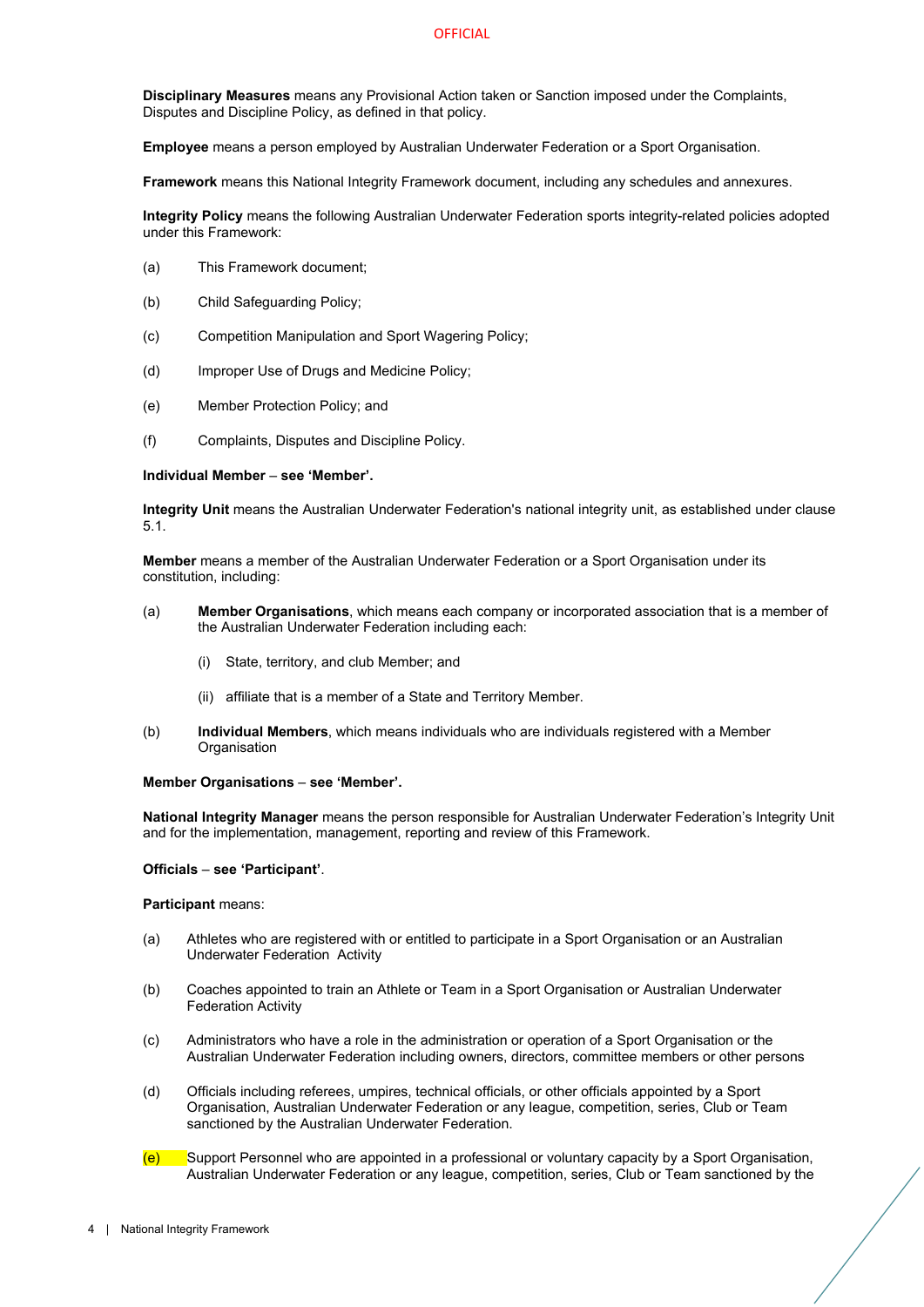**Disciplinary Measures** means any Provisional Action taken or Sanction imposed under the Complaints, Disputes and Discipline Policy, as defined in that policy.

**Employee** means a person employed by Australian Underwater Federation or a Sport Organisation.

**Framework** means this National Integrity Framework document, including any schedules and annexures.

**Integrity Policy** means the following Australian Underwater Federation sports integrity-related policies adopted under this Framework:

(a) This Framework document;

(b) Child Safeguarding Policy;

(c) Competition Manipulation and Sport Wagering Policy;

(d) Improper Use of Drugs and Medicine Policy;

(e) Member Protection Policy; and

(f) Complaints, Disputes and Discipline Policy.

**Individual Member – see 'Member'.**

**Integrity Unit** means the Australian Underwater Federation's national integrity unit, as established under clause 5.1.

**Member** means a member of the Australian Underwater Federation or a Sport Organisation under its constitution, including:

(a) **Member Organisations**, which means each company or incorporated association that is a member of the Australian Underwater Federation including each:

  (i) State, territory, and club Member; and

  (ii) affiliate that is a member of a State and Territory Member.

(b) **Individual Members**, which means individuals who are individuals registered with a Member Organisation

**Member Organisations – see 'Member'.**

**National Integrity Manager** means the person responsible for Australian Underwater Federation's Integrity Unit and for the implementation, management, reporting and review of this Framework.

**Officials – see 'Participant'**.

**Participant** means:

(a) Athletes who are registered with or entitled to participate in a Sport Organisation or an Australian Underwater Federation Activity

(b) Coaches appointed to train an Athlete or Team in a Sport Organisation or Australian Underwater Federation Activity

(c) Administrators who have a role in the administration or operation of a Sport Organisation or the Australian Underwater Federation including owners, directors, committee members or other persons

(d) Officials including referees, umpires, technical officials, or other officials appointed by a Sport Organisation, Australian Underwater Federation or any league, competition, series, Club or Team sanctioned by the Australian Underwater Federation.

(e) Support Personnel who are appointed in a professional or voluntary capacity by a Sport Organisation, Australian Underwater Federation or any league, competition, series, Club or Team sanctioned by the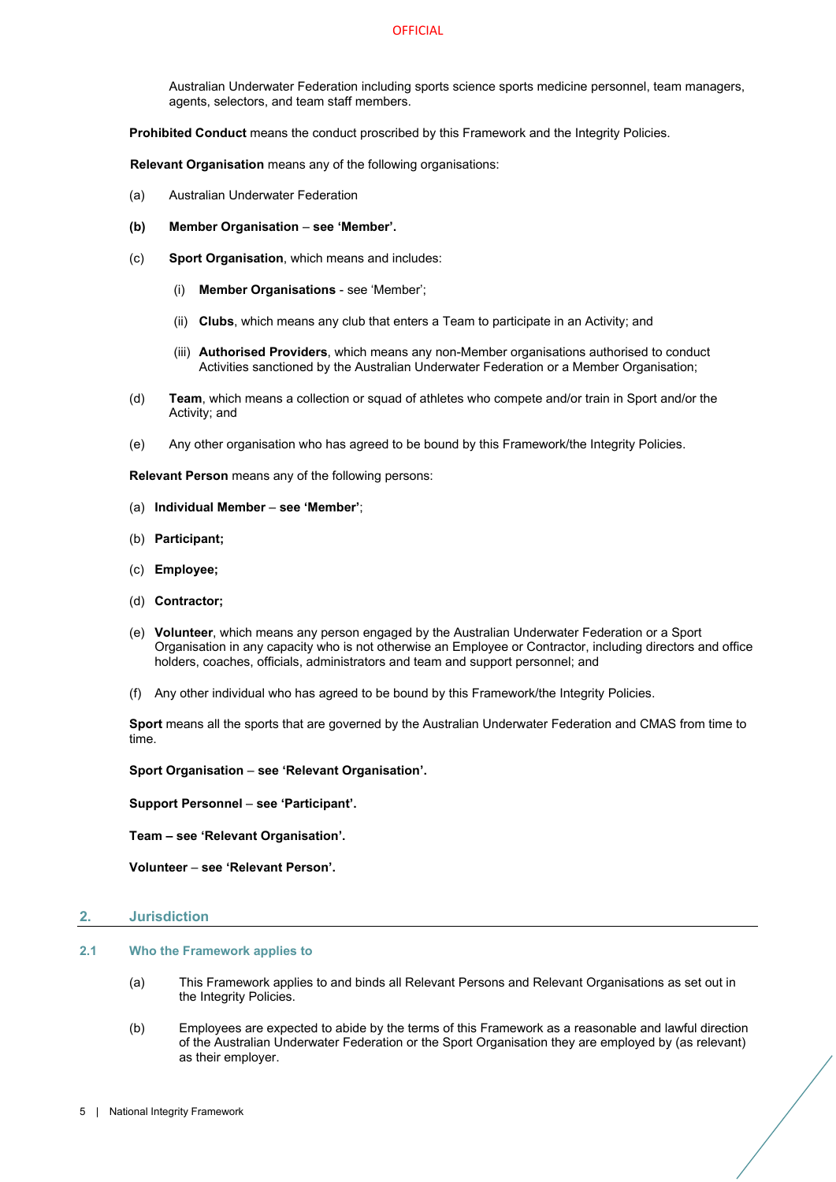Australian Underwater Federation including sports science sports medicine personnel, team managers, agents, selectors, and team staff members.

**Prohibited Conduct** means the conduct proscribed by this Framework and the Integrity Policies.

**Relevant Organisation** means any of the following organisations:

(a) Australian Underwater Federation

**(b) Member Organisation – see 'Member'.**

(c) **Sport Organisation**, which means and includes:

- (i) **Member Organisations** - see 'Member';
- (ii) **Clubs**, which means any club that enters a Team to participate in an Activity; and
- (iii) **Authorised Providers**, which means any non-Member organisations authorised to conduct Activities sanctioned by the Australian Underwater Federation or a Member Organisation;

(d) **Team**, which means a collection or squad of athletes who compete and/or train in Sport and/or the Activity; and

(e) Any other organisation who has agreed to be bound by this Framework/the Integrity Policies.

**Relevant Person** means any of the following persons:

(a) **Individual Member – see 'Member'**;

(b) **Participant;**

(c) **Employee;**

(d) **Contractor;**

(e) **Volunteer**, which means any person engaged by the Australian Underwater Federation or a Sport Organisation in any capacity who is not otherwise an Employee or Contractor, including directors and office holders, coaches, officials, administrators and team and support personnel; and

(f) Any other individual who has agreed to be bound by this Framework/the Integrity Policies.

**Sport** means all the sports that are governed by the Australian Underwater Federation and CMAS from time to time.

**Sport Organisation – see 'Relevant Organisation'.**

**Support Personnel – see 'Participant'.**

**Team – see 'Relevant Organisation'.**

**Volunteer – see 'Relevant Person'.**

## 2. Jurisdiction

### 2.1 Who the Framework applies to

(a) This Framework applies to and binds all Relevant Persons and Relevant Organisations as set out in the Integrity Policies.

(b) Employees are expected to abide by the terms of this Framework as a reasonable and lawful direction of the Australian Underwater Federation or the Sport Organisation they are employed by (as relevant) as their employer.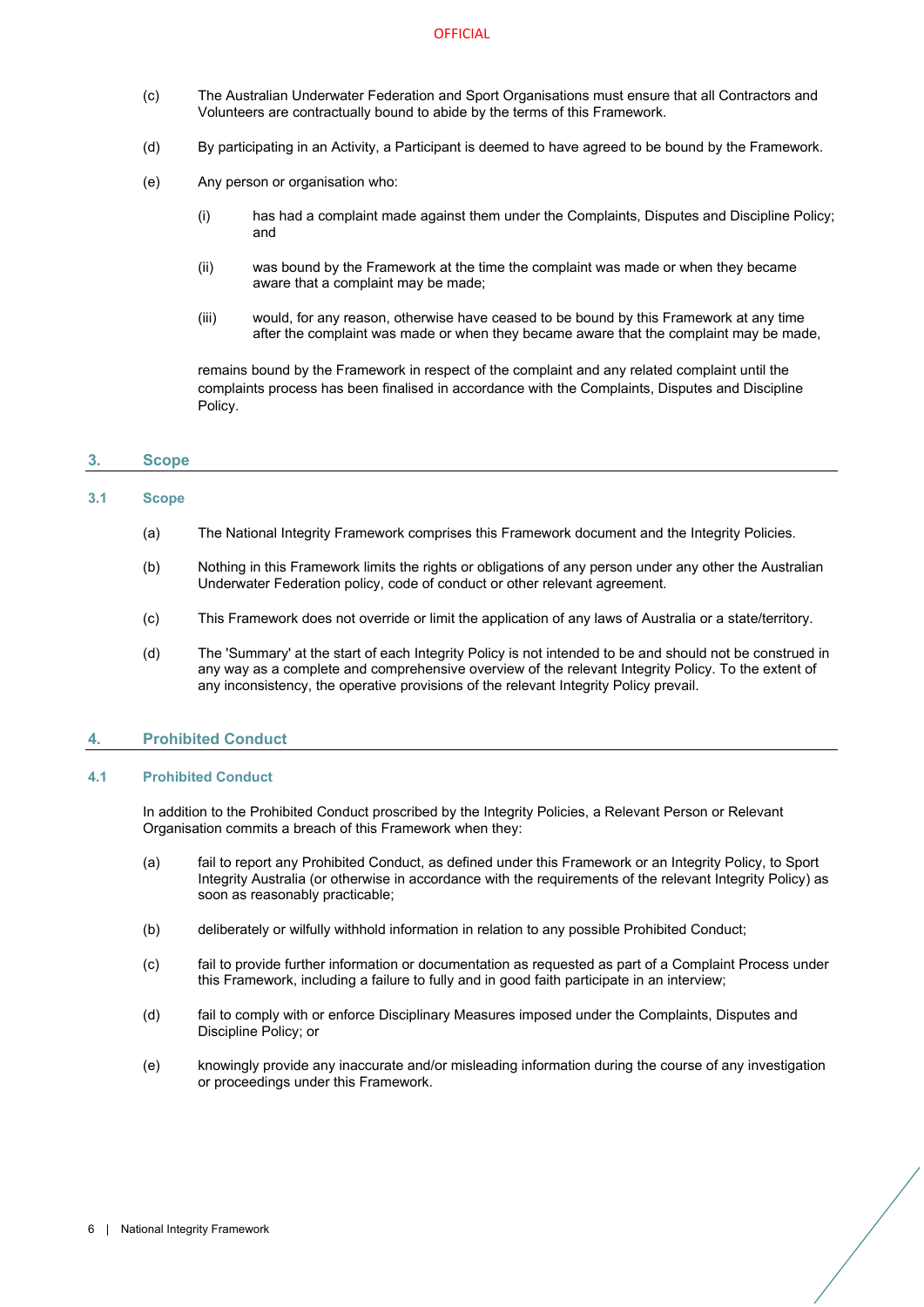(c) The Australian Underwater Federation and Sport Organisations must ensure that all Contractors and Volunteers are contractually bound to abide by the terms of this Framework.

(d) By participating in an Activity, a Participant is deemed to have agreed to be bound by the Framework.

(e) Any person or organisation who:

  (i) has had a complaint made against them under the Complaints, Disputes and Discipline Policy; and

  (ii) was bound by the Framework at the time the complaint was made or when they became aware that a complaint may be made;

  (iii) would, for any reason, otherwise have ceased to be bound by this Framework at any time after the complaint was made or when they became aware that the complaint may be made,

remains bound by the Framework in respect of the complaint and any related complaint until the complaints process has been finalised in accordance with the Complaints, Disputes and Discipline Policy.

## 3. Scope

### 3.1 Scope

(a) The National Integrity Framework comprises this Framework document and the Integrity Policies.

(b) Nothing in this Framework limits the rights or obligations of any person under any other the Australian Underwater Federation policy, code of conduct or other relevant agreement.

(c) This Framework does not override or limit the application of any laws of Australia or a state/territory.

(d) The 'Summary' at the start of each Integrity Policy is not intended to be and should not be construed in any way as a complete and comprehensive overview of the relevant Integrity Policy. To the extent of any inconsistency, the operative provisions of the relevant Integrity Policy prevail.

## 4. Prohibited Conduct

### 4.1 Prohibited Conduct

In addition to the Prohibited Conduct proscribed by the Integrity Policies, a Relevant Person or Relevant Organisation commits a breach of this Framework when they:

(a) fail to report any Prohibited Conduct, as defined under this Framework or an Integrity Policy, to Sport Integrity Australia (or otherwise in accordance with the requirements of the relevant Integrity Policy) as soon as reasonably practicable;

(b) deliberately or wilfully withhold information in relation to any possible Prohibited Conduct;

(c) fail to provide further information or documentation as requested as part of a Complaint Process under this Framework, including a failure to fully and in good faith participate in an interview;

(d) fail to comply with or enforce Disciplinary Measures imposed under the Complaints, Disputes and Discipline Policy; or

(e) knowingly provide any inaccurate and/or misleading information during the course of any investigation or proceedings under this Framework.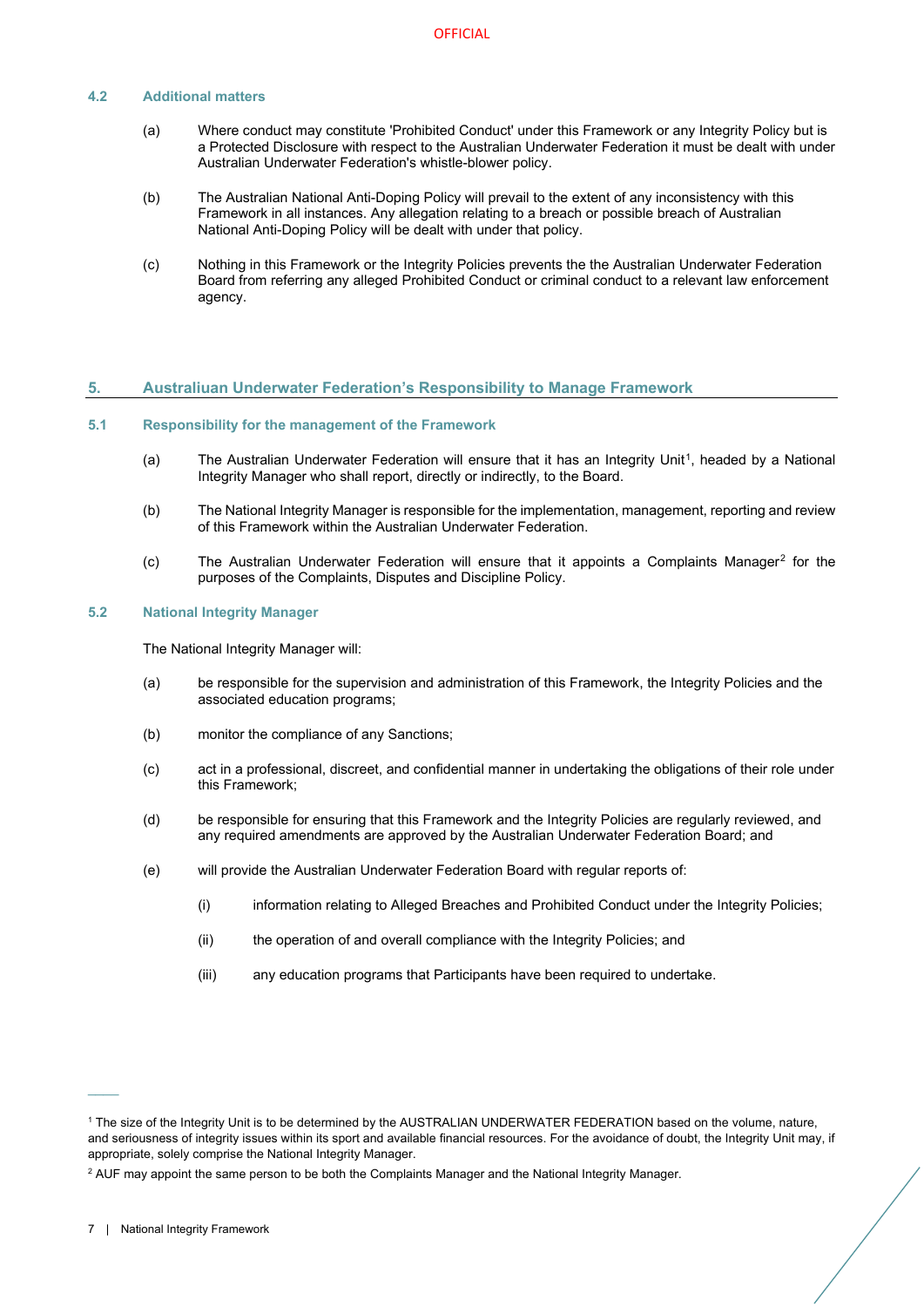### 4.2 Additional matters

(a) Where conduct may constitute 'Prohibited Conduct' under this Framework or any Integrity Policy but is a Protected Disclosure with respect to the Australian Underwater Federation it must be dealt with under Australian Underwater Federation's whistle-blower policy.

(b) The Australian National Anti-Doping Policy will prevail to the extent of any inconsistency with this Framework in all instances. Any allegation relating to a breach or possible breach of Australian National Anti-Doping Policy will be dealt with under that policy.

(c) Nothing in this Framework or the Integrity Policies prevents the the Australian Underwater Federation Board from referring any alleged Prohibited Conduct or criminal conduct to a relevant law enforcement agency.

## 5. Australiuan Underwater Federation's Responsibility to Manage Framework

### 5.1 Responsibility for the management of the Framework

(a) The Australian Underwater Federation will ensure that it has an Integrity Unit[1], headed by a National Integrity Manager who shall report, directly or indirectly, to the Board.

(b) The National Integrity Manager is responsible for the implementation, management, reporting and review of this Framework within the Australian Underwater Federation.

(c) The Australian Underwater Federation will ensure that it appoints a Complaints Manager[2] for the purposes of the Complaints, Disputes and Discipline Policy.

### 5.2 National Integrity Manager

The National Integrity Manager will:

(a) be responsible for the supervision and administration of this Framework, the Integrity Policies and the associated education programs;

(b) monitor the compliance of any Sanctions;

(c) act in a professional, discreet, and confidential manner in undertaking the obligations of their role under this Framework;

(d) be responsible for ensuring that this Framework and the Integrity Policies are regularly reviewed, and any required amendments are approved by the Australian Underwater Federation Board; and

(e) will provide the Australian Underwater Federation Board with regular reports of:

  (i) information relating to Alleged Breaches and Prohibited Conduct under the Integrity Policies;

  (ii) the operation of and overall compliance with the Integrity Policies; and

  (iii) any education programs that Participants have been required to undertake.

---

[1] The size of the Integrity Unit is to be determined by the AUSTRALIAN UNDERWATER FEDERATION based on the volume, nature, and seriousness of integrity issues within its sport and available financial resources. For the avoidance of doubt, the Integrity Unit may, if appropriate, solely comprise the National Integrity Manager.

[2] AUF may appoint the same person to be both the Complaints Manager and the National Integrity Manager.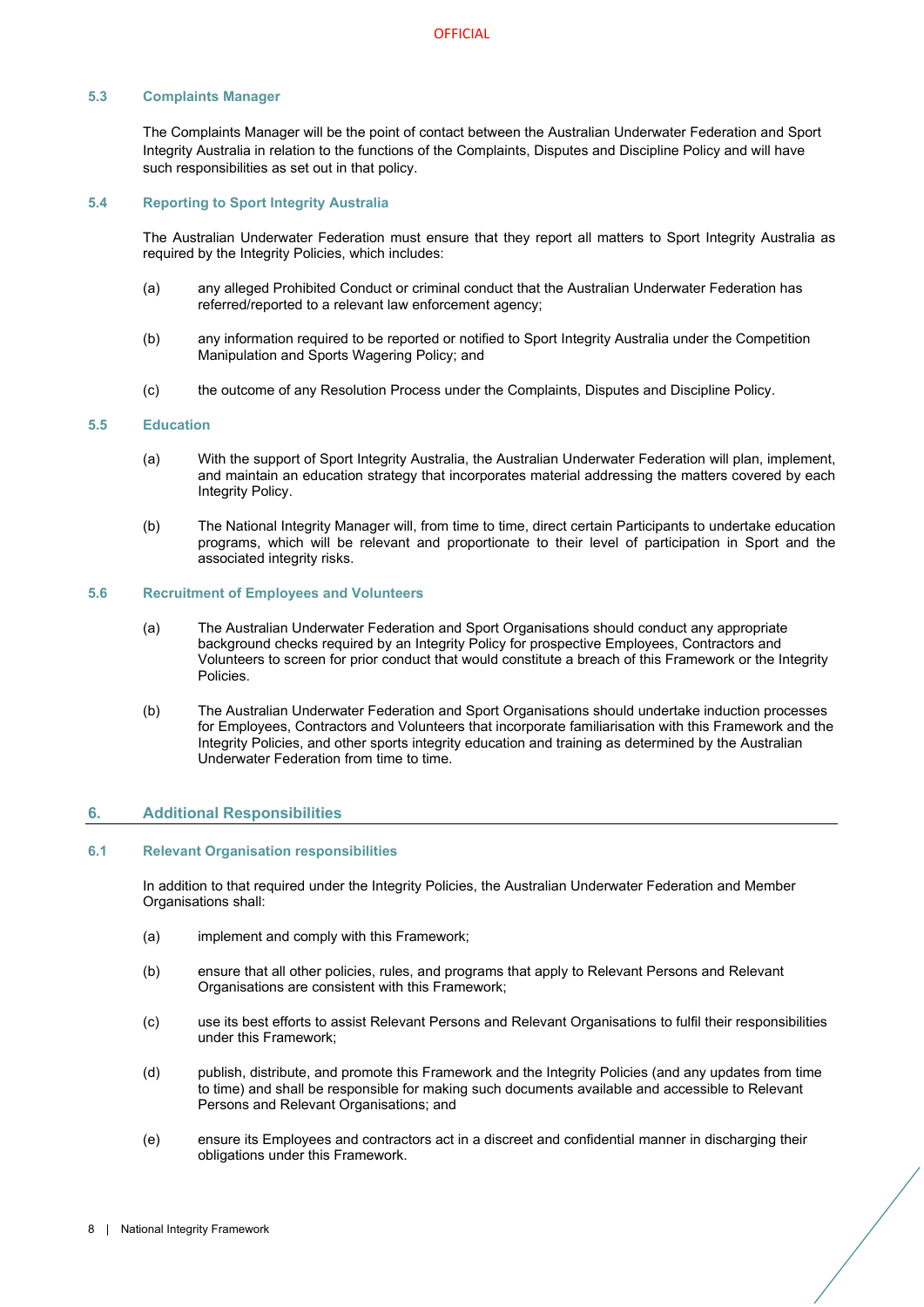### 5.3 Complaints Manager

The Complaints Manager will be the point of contact between the Australian Underwater Federation and Sport Integrity Australia in relation to the functions of the Complaints, Disputes and Discipline Policy and will have such responsibilities as set out in that policy.

### 5.4 Reporting to Sport Integrity Australia

The Australian Underwater Federation must ensure that they report all matters to Sport Integrity Australia as required by the Integrity Policies, which includes:

(a) any alleged Prohibited Conduct or criminal conduct that the Australian Underwater Federation has referred/reported to a relevant law enforcement agency;

(b) any information required to be reported or notified to Sport Integrity Australia under the Competition Manipulation and Sports Wagering Policy; and

(c) the outcome of any Resolution Process under the Complaints, Disputes and Discipline Policy.

### 5.5 Education

(a) With the support of Sport Integrity Australia, the Australian Underwater Federation will plan, implement, and maintain an education strategy that incorporates material addressing the matters covered by each Integrity Policy.

(b) The National Integrity Manager will, from time to time, direct certain Participants to undertake education programs, which will be relevant and proportionate to their level of participation in Sport and the associated integrity risks.

### 5.6 Recruitment of Employees and Volunteers

(a) The Australian Underwater Federation and Sport Organisations should conduct any appropriate background checks required by an Integrity Policy for prospective Employees, Contractors and Volunteers to screen for prior conduct that would constitute a breach of this Framework or the Integrity Policies.

(b) The Australian Underwater Federation and Sport Organisations should undertake induction processes for Employees, Contractors and Volunteers that incorporate familiarisation with this Framework and the Integrity Policies, and other sports integrity education and training as determined by the Australian Underwater Federation from time to time.

## 6. Additional Responsibilities

### 6.1 Relevant Organisation responsibilities

In addition to that required under the Integrity Policies, the Australian Underwater Federation and Member Organisations shall:

(a) implement and comply with this Framework;

(b) ensure that all other policies, rules, and programs that apply to Relevant Persons and Relevant Organisations are consistent with this Framework;

(c) use its best efforts to assist Relevant Persons and Relevant Organisations to fulfil their responsibilities under this Framework;

(d) publish, distribute, and promote this Framework and the Integrity Policies (and any updates from time to time) and shall be responsible for making such documents available and accessible to Relevant Persons and Relevant Organisations; and

(e) ensure its Employees and contractors act in a discreet and confidential manner in discharging their obligations under this Framework.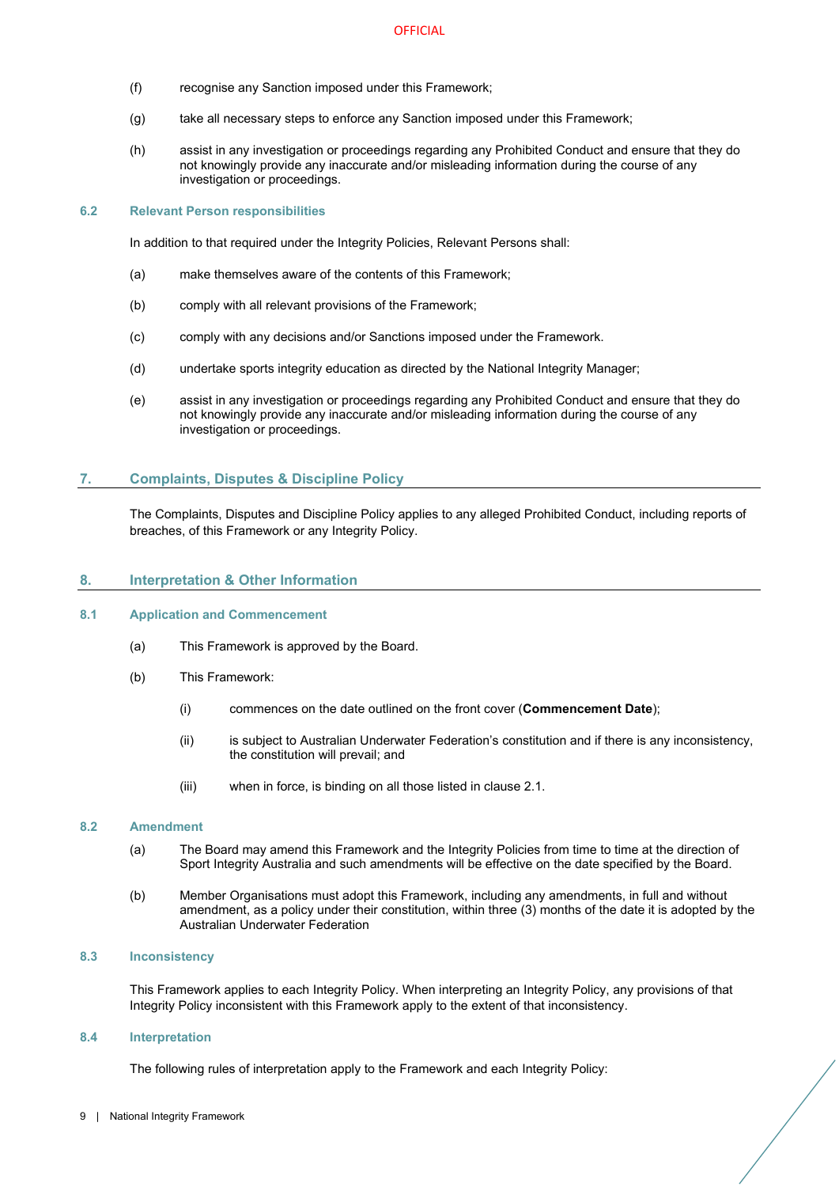(f) recognise any Sanction imposed under this Framework;

(g) take all necessary steps to enforce any Sanction imposed under this Framework;

(h) assist in any investigation or proceedings regarding any Prohibited Conduct and ensure that they do not knowingly provide any inaccurate and/or misleading information during the course of any investigation or proceedings.

### 6.2 Relevant Person responsibilities

In addition to that required under the Integrity Policies, Relevant Persons shall:

(a) make themselves aware of the contents of this Framework;

(b) comply with all relevant provisions of the Framework;

(c) comply with any decisions and/or Sanctions imposed under the Framework.

(d) undertake sports integrity education as directed by the National Integrity Manager;

(e) assist in any investigation or proceedings regarding any Prohibited Conduct and ensure that they do not knowingly provide any inaccurate and/or misleading information during the course of any investigation or proceedings.

## 7. Complaints, Disputes & Discipline Policy

The Complaints, Disputes and Discipline Policy applies to any alleged Prohibited Conduct, including reports of breaches, of this Framework or any Integrity Policy.

## 8. Interpretation & Other Information

### 8.1 Application and Commencement

(a) This Framework is approved by the Board.

(b) This Framework:

(i) commences on the date outlined on the front cover (**Commencement Date**);

(ii) is subject to Australian Underwater Federation's constitution and if there is any inconsistency, the constitution will prevail; and

(iii) when in force, is binding on all those listed in clause 2.1.

### 8.2 Amendment

(a) The Board may amend this Framework and the Integrity Policies from time to time at the direction of Sport Integrity Australia and such amendments will be effective on the date specified by the Board.

(b) Member Organisations must adopt this Framework, including any amendments, in full and without amendment, as a policy under their constitution, within three (3) months of the date it is adopted by the Australian Underwater Federation

### 8.3 Inconsistency

This Framework applies to each Integrity Policy. When interpreting an Integrity Policy, any provisions of that Integrity Policy inconsistent with this Framework apply to the extent of that inconsistency.

### 8.4 Interpretation

The following rules of interpretation apply to the Framework and each Integrity Policy: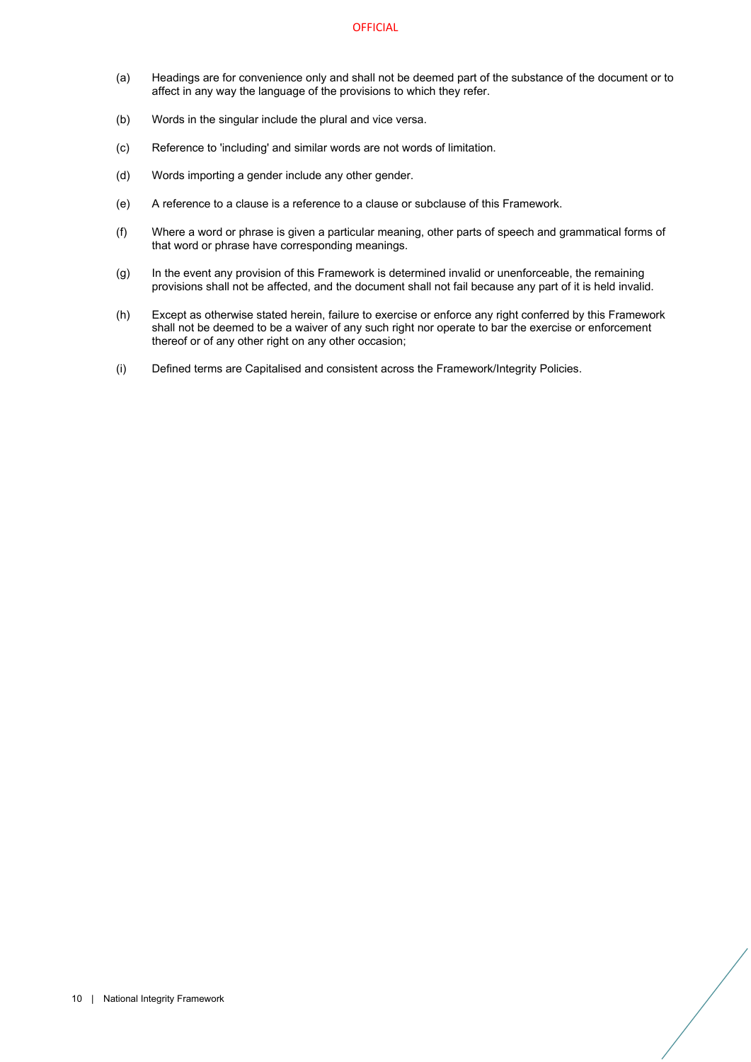(a) Headings are for convenience only and shall not be deemed part of the substance of the document or to affect in any way the language of the provisions to which they refer.

(b) Words in the singular include the plural and vice versa.

(c) Reference to 'including' and similar words are not words of limitation.

(d) Words importing a gender include any other gender.

(e) A reference to a clause is a reference to a clause or subclause of this Framework.

(f) Where a word or phrase is given a particular meaning, other parts of speech and grammatical forms of that word or phrase have corresponding meanings.

(g) In the event any provision of this Framework is determined invalid or unenforceable, the remaining provisions shall not be affected, and the document shall not fail because any part of it is held invalid.

(h) Except as otherwise stated herein, failure to exercise or enforce any right conferred by this Framework shall not be deemed to be a waiver of any such right nor operate to bar the exercise or enforcement thereof or of any other right on any other occasion;

(i) Defined terms are Capitalised and consistent across the Framework/Integrity Policies.